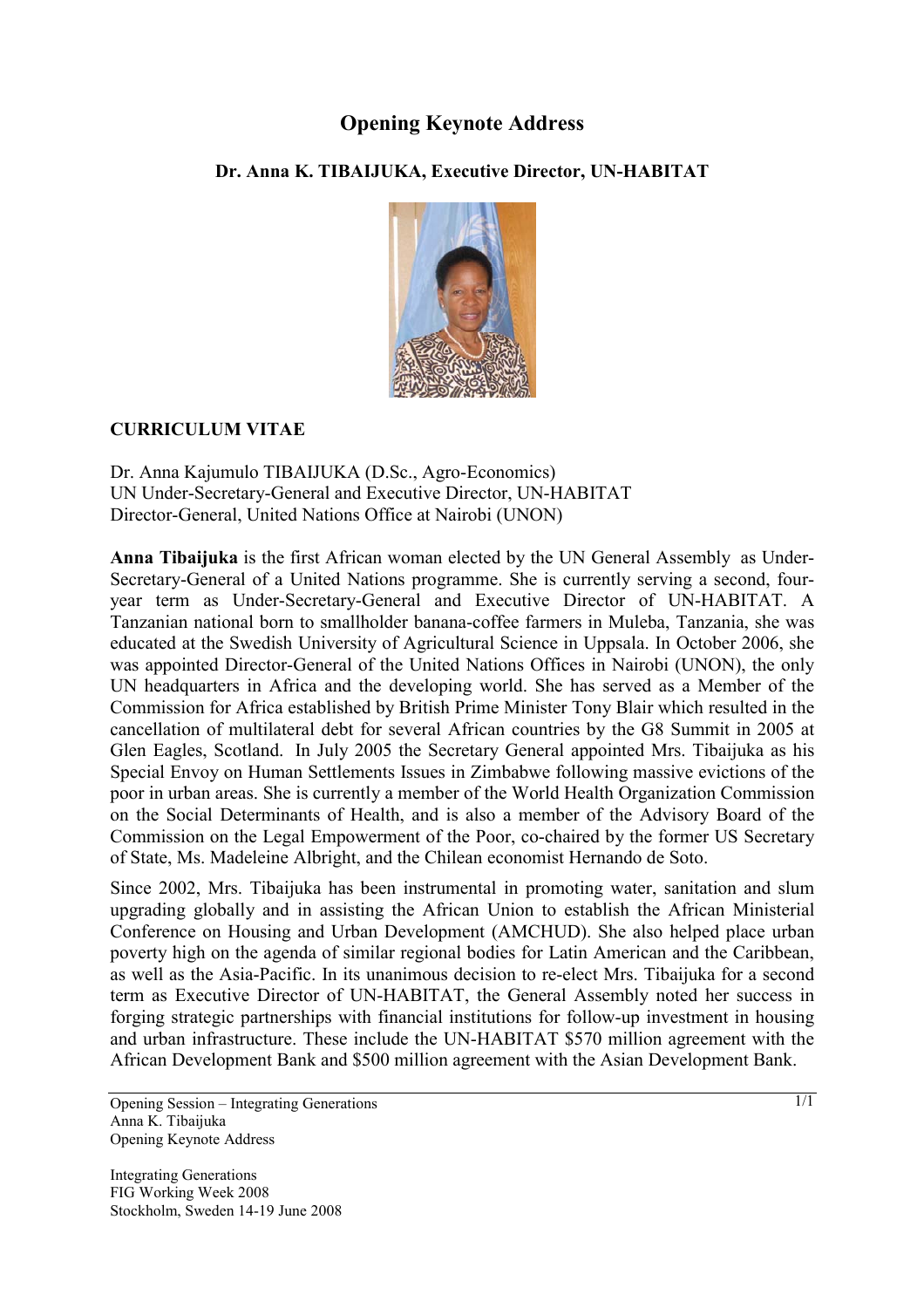# Opening Keynote Address

### Dr. Anna K. TIBAIJUKA, Executive Director, UN-HABITAT

**CURRICULUM VITAE**

Dr. Anna Kajumulo TIBAIJUKA (D.Sc., Agro-Economics)
UN Under-Secretary-General and Executive Director, UN-HABITAT
Director-General, United Nations Office at Nairobi (UNON)

**Anna Tibaijuka** is the first African woman elected by the UN General Assembly as Under-Secretary-General of a United Nations programme. She is currently serving a second, four-year term as Under-Secretary-General and Executive Director of UN-HABITAT. A Tanzanian national born to smallholder banana-coffee farmers in Muleba, Tanzania, she was educated at the Swedish University of Agricultural Science in Uppsala. In October 2006, she was appointed Director-General of the United Nations Offices in Nairobi (UNON), the only UN headquarters in Africa and the developing world. She has served as a Member of the Commission for Africa established by British Prime Minister Tony Blair which resulted in the cancellation of multilateral debt for several African countries by the G8 Summit in 2005 at Glen Eagles, Scotland. In July 2005 the Secretary General appointed Mrs. Tibaijuka as his Special Envoy on Human Settlements Issues in Zimbabwe following massive evictions of the poor in urban areas. She is currently a member of the World Health Organization Commission on the Social Determinants of Health, and is also a member of the Advisory Board of the Commission on the Legal Empowerment of the Poor, co-chaired by the former US Secretary of State, Ms. Madeleine Albright, and the Chilean economist Hernando de Soto.

Since 2002, Mrs. Tibaijuka has been instrumental in promoting water, sanitation and slum upgrading globally and in assisting the African Union to establish the African Ministerial Conference on Housing and Urban Development (AMCHUD). She also helped place urban poverty high on the agenda of similar regional bodies for Latin American and the Caribbean, as well as the Asia-Pacific. In its unanimous decision to re-elect Mrs. Tibaijuka for a second term as Executive Director of UN-HABITAT, the General Assembly noted her success in forging strategic partnerships with financial institutions for follow-up investment in housing and urban infrastructure. These include the UN-HABITAT $570 million agreement with the African Development Bank and $500 million agreement with the Asian Development Bank.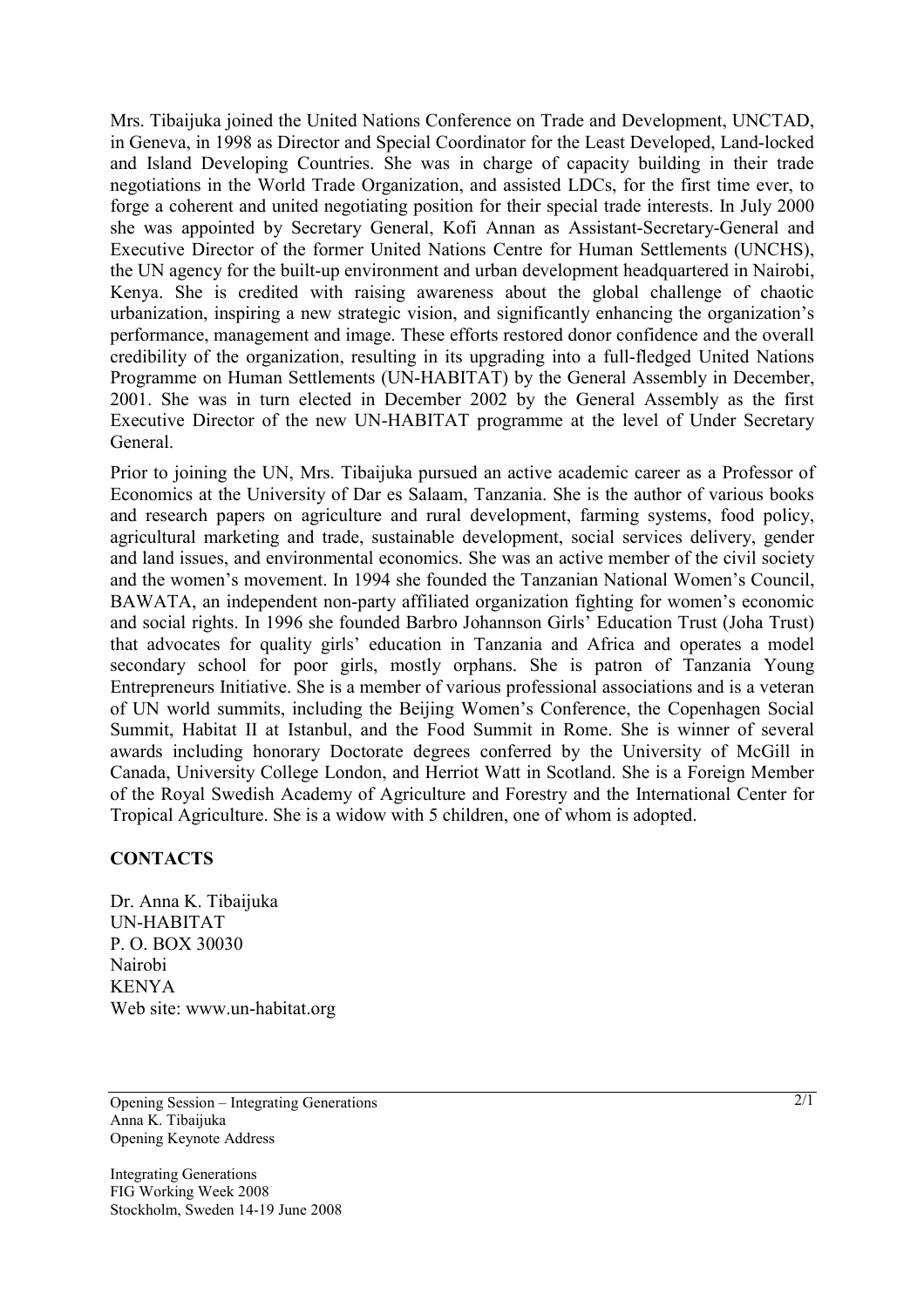Mrs. Tibaijuka joined the United Nations Conference on Trade and Development, UNCTAD, in Geneva, in 1998 as Director and Special Coordinator for the Least Developed, Land-locked and Island Developing Countries. She was in charge of capacity building in their trade negotiations in the World Trade Organization, and assisted LDCs, for the first time ever, to forge a coherent and united negotiating position for their special trade interests. In July 2000 she was appointed by Secretary General, Kofi Annan as Assistant-Secretary-General and Executive Director of the former United Nations Centre for Human Settlements (UNCHS), the UN agency for the built-up environment and urban development headquartered in Nairobi, Kenya. She is credited with raising awareness about the global challenge of chaotic urbanization, inspiring a new strategic vision, and significantly enhancing the organization's performance, management and image. These efforts restored donor confidence and the overall credibility of the organization, resulting in its upgrading into a full-fledged United Nations Programme on Human Settlements (UN-HABITAT) by the General Assembly in December, 2001. She was in turn elected in December 2002 by the General Assembly as the first Executive Director of the new UN-HABITAT programme at the level of Under Secretary General.

Prior to joining the UN, Mrs. Tibaijuka pursued an active academic career as a Professor of Economics at the University of Dar es Salaam, Tanzania. She is the author of various books and research papers on agriculture and rural development, farming systems, food policy, agricultural marketing and trade, sustainable development, social services delivery, gender and land issues, and environmental economics. She was an active member of the civil society and the women's movement. In 1994 she founded the Tanzanian National Women's Council, BAWATA, an independent non-party affiliated organization fighting for women's economic and social rights. In 1996 she founded Barbro Johannson Girls' Education Trust (Joha Trust) that advocates for quality girls' education in Tanzania and Africa and operates a model secondary school for poor girls, mostly orphans. She is patron of Tanzania Young Entrepreneurs Initiative. She is a member of various professional associations and is a veteran of UN world summits, including the Beijing Women's Conference, the Copenhagen Social Summit, Habitat II at Istanbul, and the Food Summit in Rome. She is winner of several awards including honorary Doctorate degrees conferred by the University of McGill in Canada, University College London, and Herriot Watt in Scotland. She is a Foreign Member of the Royal Swedish Academy of Agriculture and Forestry and the International Center for Tropical Agriculture. She is a widow with 5 children, one of whom is adopted.

## CONTACTS

Dr. Anna K. Tibaijuka  
UN-HABITAT  
P. O. BOX 30030  
Nairobi  
KENYA  
Web site: www.un-habitat.org